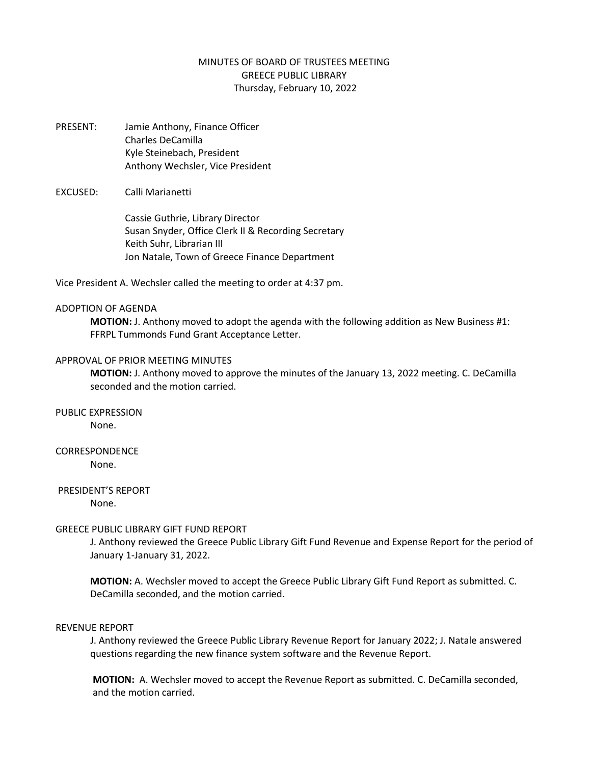MINUTES OF BOARD OF TRUSTEES MEETING
GREECE PUBLIC LIBRARY
Thursday, February 10, 2022

PRESENT: Jamie Anthony, Finance Officer
Charles DeCamilla
Kyle Steinebach, President
Anthony Wechsler, Vice President

EXCUSED: Calli Marianetti

Cassie Guthrie, Library Director
Susan Snyder, Office Clerk II & Recording Secretary
Keith Suhr, Librarian III
Jon Natale, Town of Greece Finance Department

Vice President A. Wechsler called the meeting to order at 4:37 pm.

ADOPTION OF AGENDA

**MOTION:** J. Anthony moved to adopt the agenda with the following addition as New Business #1: FFRPL Tummonds Fund Grant Acceptance Letter.

APPROVAL OF PRIOR MEETING MINUTES

**MOTION:** J. Anthony moved to approve the minutes of the January 13, 2022 meeting. C. DeCamilla seconded and the motion carried.

PUBLIC EXPRESSION

None.

CORRESPONDENCE

None.

PRESIDENT'S REPORT

None.

GREECE PUBLIC LIBRARY GIFT FUND REPORT

J. Anthony reviewed the Greece Public Library Gift Fund Revenue and Expense Report for the period of January 1-January 31, 2022.

**MOTION:** A. Wechsler moved to accept the Greece Public Library Gift Fund Report as submitted. C. DeCamilla seconded, and the motion carried.

REVENUE REPORT

J. Anthony reviewed the Greece Public Library Revenue Report for January 2022; J. Natale answered questions regarding the new finance system software and the Revenue Report.

**MOTION:** A. Wechsler moved to accept the Revenue Report as submitted. C. DeCamilla seconded, and the motion carried.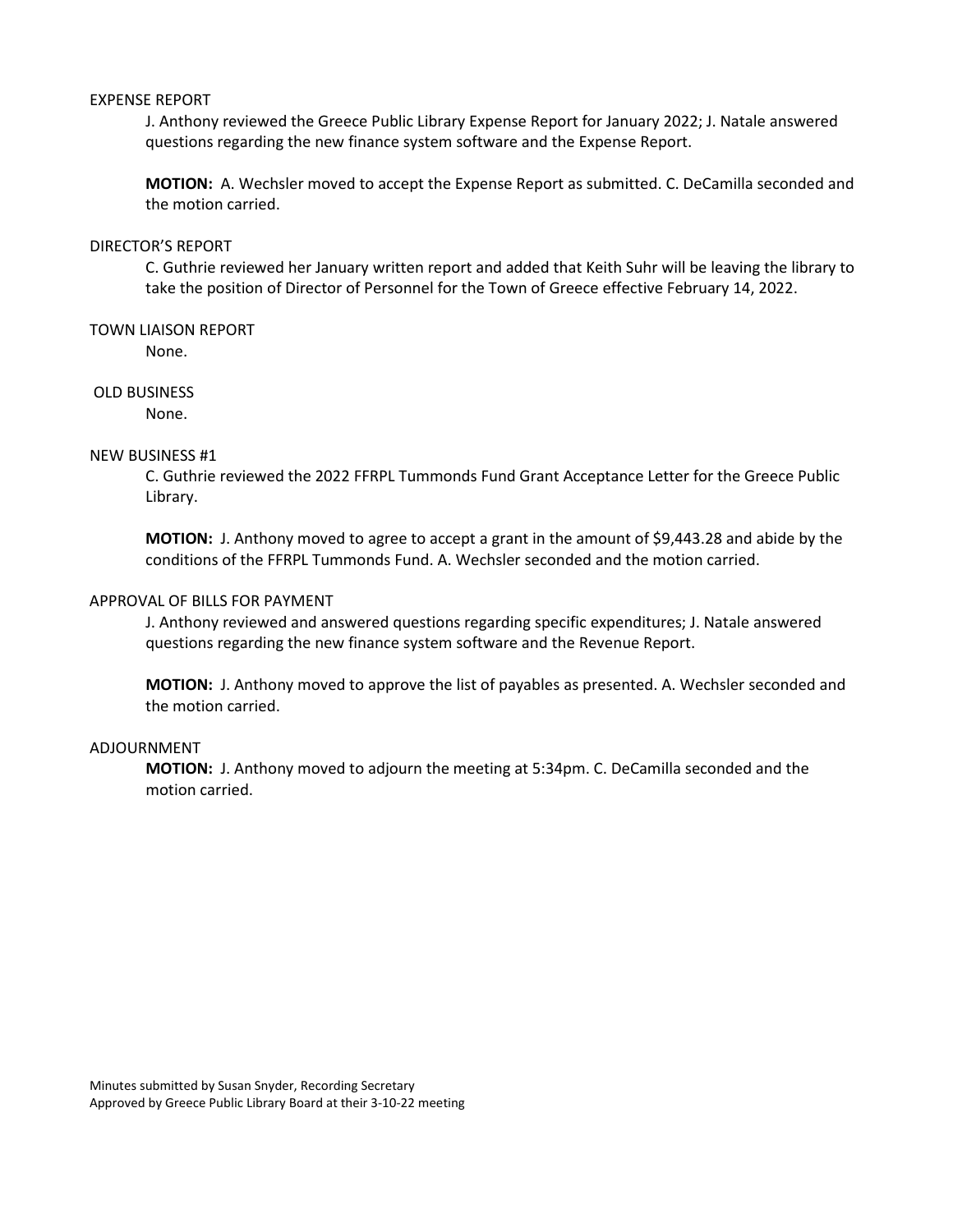EXPENSE REPORT

J. Anthony reviewed the Greece Public Library Expense Report for January 2022; J. Natale answered questions regarding the new finance system software and the Expense Report.

**MOTION:** A. Wechsler moved to accept the Expense Report as submitted. C. DeCamilla seconded and the motion carried.

DIRECTOR'S REPORT

C. Guthrie reviewed her January written report and added that Keith Suhr will be leaving the library to take the position of Director of Personnel for the Town of Greece effective February 14, 2022.

TOWN LIAISON REPORT

None.

OLD BUSINESS

None.

NEW BUSINESS #1

C. Guthrie reviewed the 2022 FFRPL Tummonds Fund Grant Acceptance Letter for the Greece Public Library.

**MOTION:** J. Anthony moved to agree to accept a grant in the amount of $9,443.28 and abide by the conditions of the FFRPL Tummonds Fund. A. Wechsler seconded and the motion carried.

APPROVAL OF BILLS FOR PAYMENT

J. Anthony reviewed and answered questions regarding specific expenditures; J. Natale answered questions regarding the new finance system software and the Revenue Report.

**MOTION:** J. Anthony moved to approve the list of payables as presented. A. Wechsler seconded and the motion carried.

ADJOURNMENT

**MOTION:** J. Anthony moved to adjourn the meeting at 5:34pm. C. DeCamilla seconded and the motion carried.

Minutes submitted by Susan Snyder, Recording Secretary
Approved by Greece Public Library Board at their 3-10-22 meeting